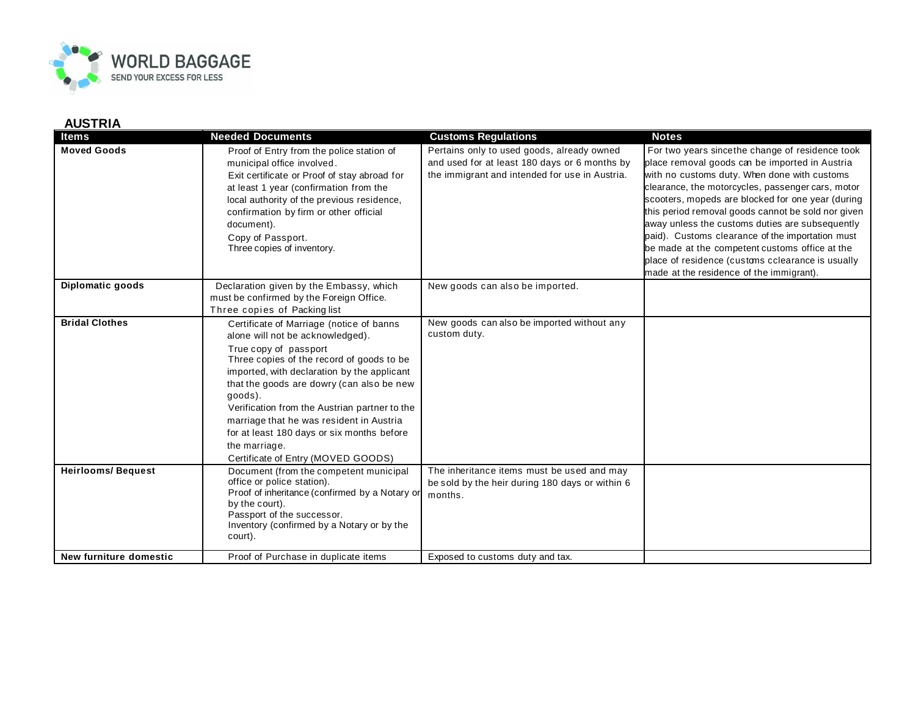WORLD BAGGAGE
SEND YOUR EXCESS FOR LESS

## AUSTRIA

| Items | Needed Documents | Customs Regulations | Notes |
|---|---|---|---|
| **Moved Goods** | Proof of Entry from the police station of municipal office involved. Exit certificate or Proof of stay abroad for at least 1 year (confirmation from the local authority of the previous residence, confirmation by firm or other official document). Copy of Passport. Three copies of inventory. | Pertains only to used goods, already owned and used for at least 180 days or 6 months by the immigrant and intended for use in Austria. | For two years sincethe change of residence took place removal goods can be imported in Austria with no customs duty. When done with customs clearance, the motorcycles, passenger cars, motor scooters, mopeds are blocked for one year (during this period removal goods cannot be sold nor given away unless the customs duties are subsequently paid). Customs clearance of the importation must be made at the competent customs office at the place of residence (customs cclearance is usually made at the residence of the immigrant). |
| **Diplomatic goods** | Declaration given by the Embassy, which must be confirmed by the Foreign Office. Three copies of Packing list | New goods can also be imported. | |
| **Bridal Clothes** | Certificate of Marriage (notice of banns alone will not be acknowledged). True copy of passport Three copies of the record of goods to be imported, with declaration by the applicant that the goods are dowry (can also be new goods). Verification from the Austrian partner to the marriage that he was resident in Austria for at least 180 days or six months before the marriage. Certificate of Entry (MOVED GOODS) | New goods can also be imported without any custom duty. | |
| **Heirlooms/ Bequest** | Document (from the competent municipal office or police station). Proof of inheritance (confirmed by a Notary or by the court). Passport of the successor. Inventory (confirmed by a Notary or by the court). | The inheritance items must be used and may be sold by the heir during 180 days or within 6 months. | |
| **New furniture domestic** | Proof of Purchase in duplicate items | Exposed to customs duty and tax. | |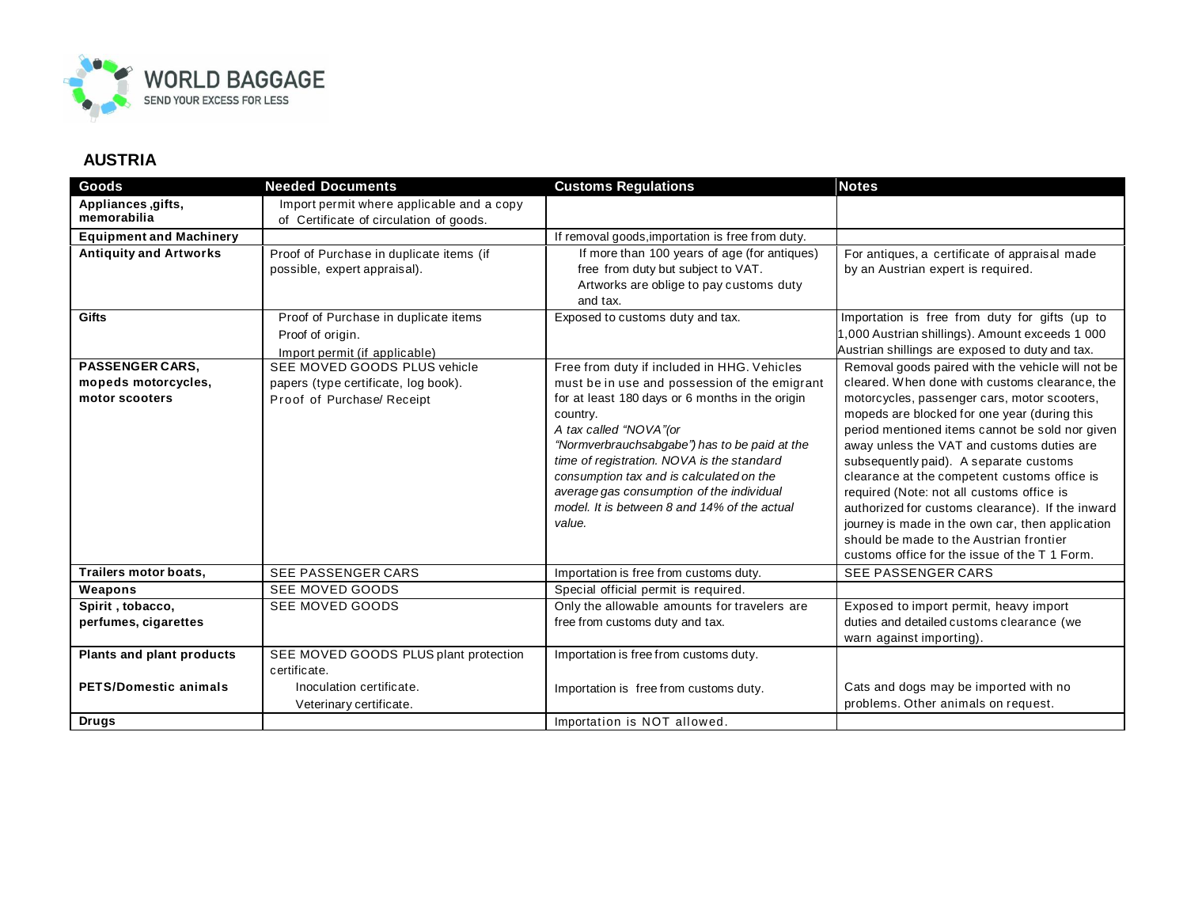## AUSTRIA

| Goods | Needed Documents | Customs Regulations | Notes |
|---|---|---|---|
| **Appliances ,gifts, memorabilia** | Import permit where applicable and a copy of Certificate of circulation of goods. | | |
| **Equipment and Machinery** | | If removal goods,importation is free from duty. | |
| **Antiquity and Artworks** | Proof of Purchase in duplicate items (if possible, expert appraisal). | If more than 100 years of age (for antiques) free from duty but subject to VAT. Artworks are oblige to pay customs duty and tax. | For antiques, a certificate of appraisal made by an Austrian expert is required. |
| **Gifts** | Proof of Purchase in duplicate items<br>Proof of origin.<br>Import permit (if applicable) | Exposed to customs duty and tax. | Importation is free from duty for gifts (up to 1,000 Austrian shillings). Amount exceeds 1 000 Austrian shillings are exposed to duty and tax. |
| **PASSENGER CARS, mopeds motorcycles, motor scooters** | SEE MOVED GOODS PLUS vehicle papers (type certificate, log book).<br>Proof of Purchase/ Receipt | Free from duty if included in HHG. Vehicles must be in use and possession of the emigrant for at least 180 days or 6 months in the origin country.<br>*A tax called "NOVA"(or "Normverbrauchsabgabe") has to be paid at the time of registration. NOVA is the standard consumption tax and is calculated on the average gas consumption of the individual model. It is between 8 and 14% of the actual value.* | Removal goods paired with the vehicle will not be cleared. When done with customs clearance, the motorcycles, passenger cars, motor scooters, mopeds are blocked for one year (during this period mentioned items cannot be sold nor given away unless the VAT and customs duties are subsequently paid). A separate customs clearance at the competent customs office is required (Note: not all customs office is authorized for customs clearance). If the inward journey is made in the own car, then application should be made to the Austrian frontier customs office for the issue of the T 1 Form. |
| **Trailers motor boats,** | SEE PASSENGER CARS | Importation is free from customs duty. | SEE PASSENGER CARS |
| **Weapons** | SEE MOVED GOODS | Special official permit is required. | |
| **Spirit , tobacco, perfumes, cigarettes** | SEE MOVED GOODS | Only the allowable amounts for travelers are free from customs duty and tax. | Exposed to import permit, heavy import duties and detailed customs clearance (we warn against importing). |
| **Plants and plant products** | SEE MOVED GOODS PLUS plant protection certificate. | Importation is free from customs duty. | |
| **PETS/Domestic animals** | Inoculation certificate.<br>Veterinary certificate. | Importation is free from customs duty. | Cats and dogs may be imported with no problems. Other animals on request. |
| **Drugs** | | Importation is NOT allowed. | |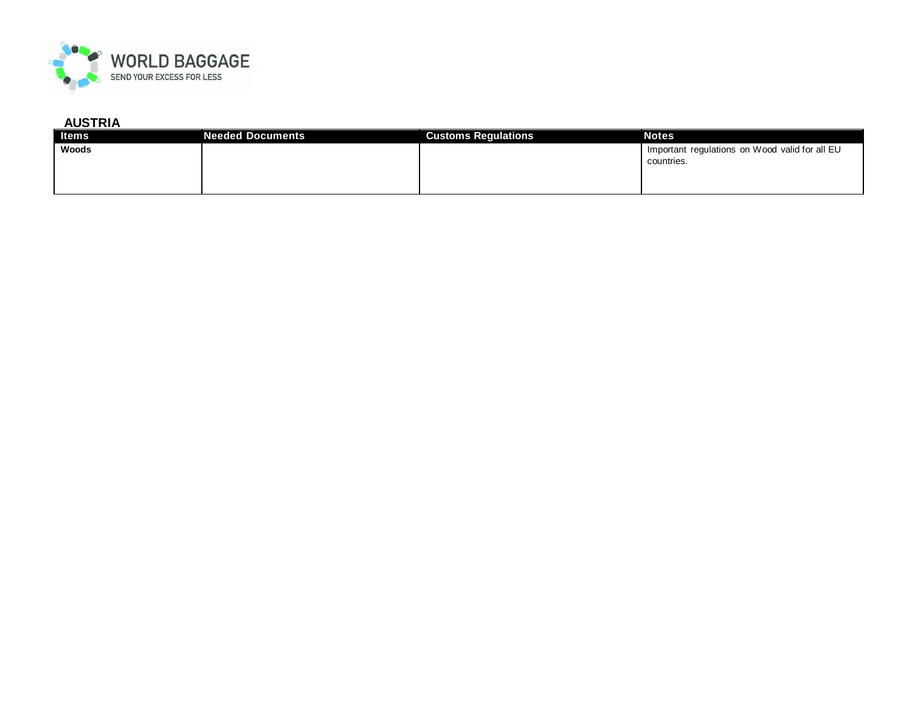## AUSTRIA

| Items | Needed Documents | Customs Regulations | Notes |
|---|---|---|---|
| **Woods** | | | Important regulations on Wood valid for all EU countries. |